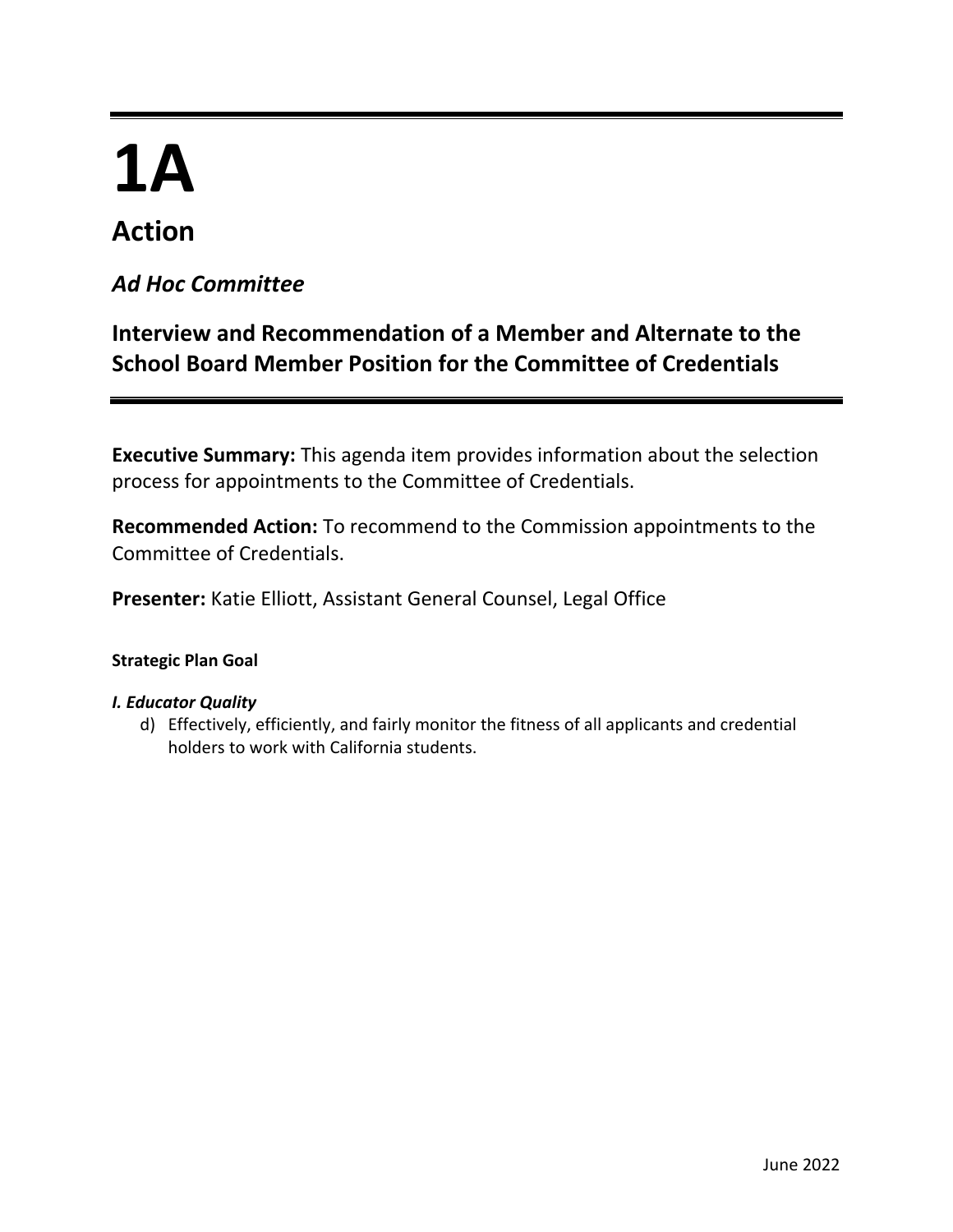# 1A

## Action

### *Ad Hoc Committee*

### Interview and Recommendation of a Member and Alternate to the School Board Member Position for the Committee of Credentials

**Executive Summary:** This agenda item provides information about the selection process for appointments to the Committee of Credentials.

**Recommended Action:** To recommend to the Commission appointments to the Committee of Credentials.

**Presenter:** Katie Elliott, Assistant General Counsel, Legal Office

**Strategic Plan Goal**

***I. Educator Quality***

d) Effectively, efficiently, and fairly monitor the fitness of all applicants and credential holders to work with California students.

June 2022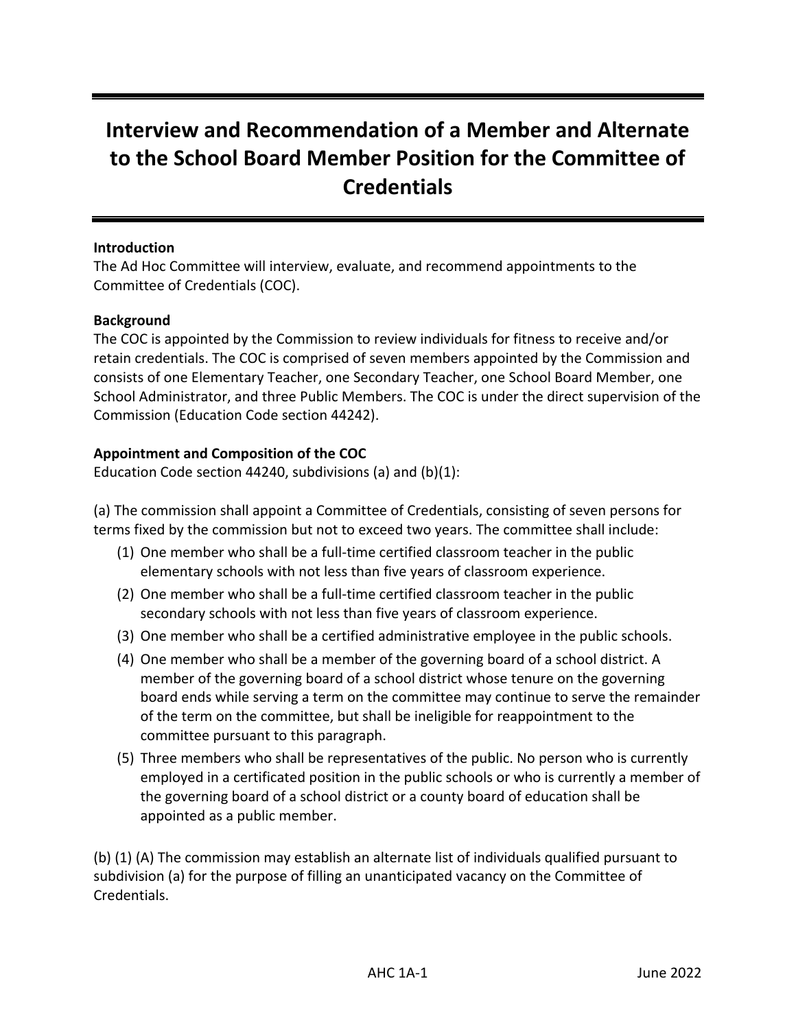# Interview and Recommendation of a Member and Alternate to the School Board Member Position for the Committee of Credentials

**Introduction**
The Ad Hoc Committee will interview, evaluate, and recommend appointments to the Committee of Credentials (COC).

**Background**
The COC is appointed by the Commission to review individuals for fitness to receive and/or retain credentials. The COC is comprised of seven members appointed by the Commission and consists of one Elementary Teacher, one Secondary Teacher, one School Board Member, one School Administrator, and three Public Members. The COC is under the direct supervision of the Commission (Education Code section 44242).

**Appointment and Composition of the COC**
Education Code section 44240, subdivisions (a) and (b)(1):

(a) The commission shall appoint a Committee of Credentials, consisting of seven persons for terms fixed by the commission but not to exceed two years. The committee shall include:

(1) One member who shall be a full-time certified classroom teacher in the public elementary schools with not less than five years of classroom experience.

(2) One member who shall be a full-time certified classroom teacher in the public secondary schools with not less than five years of classroom experience.

(3) One member who shall be a certified administrative employee in the public schools.

(4) One member who shall be a member of the governing board of a school district. A member of the governing board of a school district whose tenure on the governing board ends while serving a term on the committee may continue to serve the remainder of the term on the committee, but shall be ineligible for reappointment to the committee pursuant to this paragraph.

(5) Three members who shall be representatives of the public. No person who is currently employed in a certificated position in the public schools or who is currently a member of the governing board of a school district or a county board of education shall be appointed as a public member.

(b) (1) (A) The commission may establish an alternate list of individuals qualified pursuant to subdivision (a) for the purpose of filling an unanticipated vacancy on the Committee of Credentials.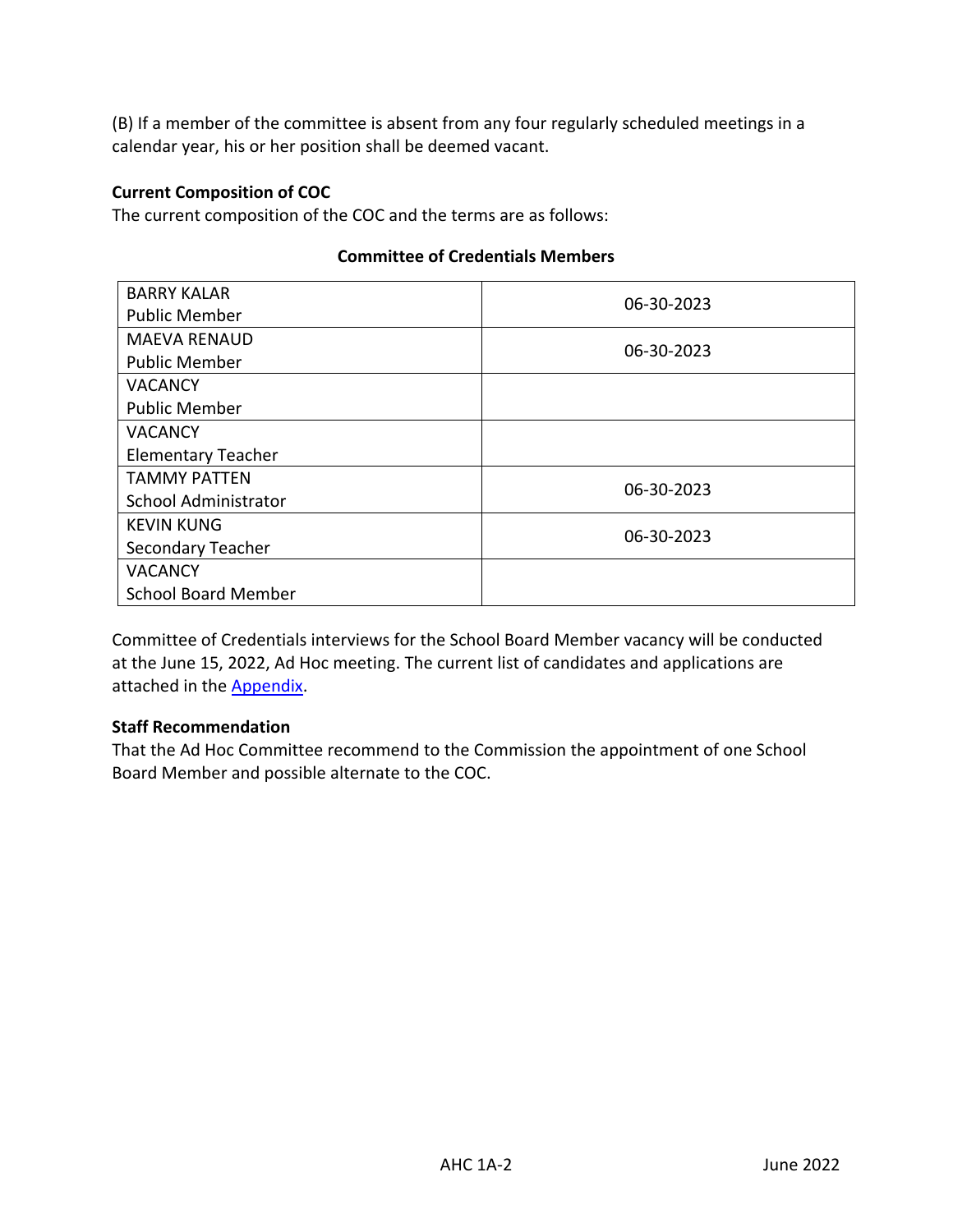(B) If a member of the committee is absent from any four regularly scheduled meetings in a calendar year, his or her position shall be deemed vacant.

**Current Composition of COC**

The current composition of the COC and the terms are as follows:

**Committee of Credentials Members**

| | |
|---|---|
| BARRY KALAR<br>Public Member | 06-30-2023 |
| MAEVA RENAUD<br>Public Member | 06-30-2023 |
| VACANCY<br>Public Member | |
| VACANCY<br>Elementary Teacher | |
| TAMMY PATTEN<br>School Administrator | 06-30-2023 |
| KEVIN KUNG<br>Secondary Teacher | 06-30-2023 |
| VACANCY<br>School Board Member | |

Committee of Credentials interviews for the School Board Member vacancy will be conducted at the June 15, 2022, Ad Hoc meeting. The current list of candidates and applications are attached in the Appendix.

**Staff Recommendation**

That the Ad Hoc Committee recommend to the Commission the appointment of one School Board Member and possible alternate to the COC.